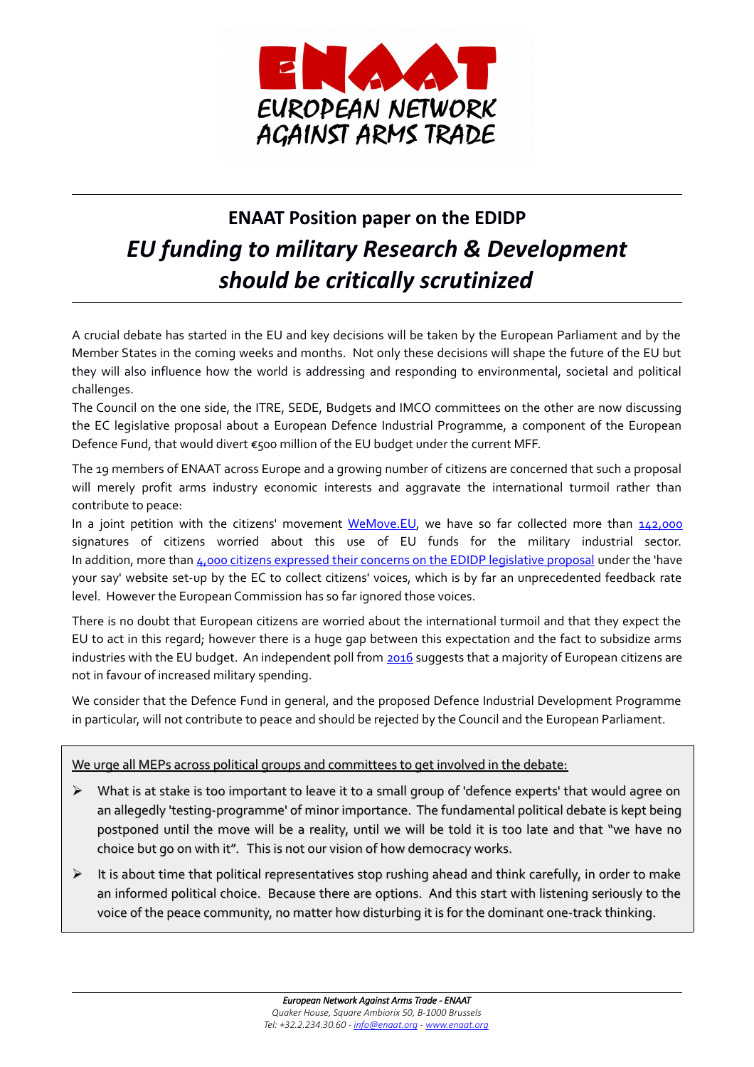ENAAT
EUROPEAN NETWORK AGAINST ARMS TRADE

# ENAAT Position paper on the EDIDP

## *EU funding to military Research & Development should be critically scrutinized*

A crucial debate has started in the EU and key decisions will be taken by the European Parliament and by the Member States in the coming weeks and months. Not only these decisions will shape the future of the EU but they will also influence how the world is addressing and responding to environmental, societal and political challenges.

The Council on the one side, the ITRE, SEDE, Budgets and IMCO committees on the other are now discussing the EC legislative proposal about a European Defence Industrial Programme, a component of the European Defence Fund, that would divert €500 million of the EU budget under the current MFF.

The 19 members of ENAAT across Europe and a growing number of citizens are concerned that such a proposal will merely profit arms industry economic interests and aggravate the international turmoil rather than contribute to peace:

In a joint petition with the citizens' movement WeMove.EU, we have so far collected more than 142,000 signatures of citizens worried about this use of EU funds for the military industrial sector. In addition, more than 4,000 citizens expressed their concerns on the EDIDP legislative proposal under the 'have your say' website set-up by the EC to collect citizens' voices, which is by far an unprecedented feedback rate level. However the European Commission has so far ignored those voices.

There is no doubt that European citizens are worried about the international turmoil and that they expect the EU to act in this regard; however there is a huge gap between this expectation and the fact to subsidize arms industries with the EU budget. An independent poll from 2016 suggests that a majority of European citizens are not in favour of increased military spending.

We consider that the Defence Fund in general, and the proposed Defence Industrial Development Programme in particular, will not contribute to peace and should be rejected by the Council and the European Parliament.

We urge all MEPs across political groups and committees to get involved in the debate:

- What is at stake is too important to leave it to a small group of 'defence experts' that would agree on an allegedly 'testing-programme' of minor importance. The fundamental political debate is kept being postponed until the move will be a reality, until we will be told it is too late and that "we have no choice but go on with it". This is not our vision of how democracy works.
- It is about time that political representatives stop rushing ahead and think carefully, in order to make an informed political choice. Because there are options. And this start with listening seriously to the voice of the peace community, no matter how disturbing it is for the dominant one-track thinking.

*European Network Against Arms Trade - ENAAT*
*Quaker House, Square Ambiorix 50, B-1000 Brussels*
*Tel: +32.2.234.30.60 - info@enaat.org - www.enaat.org*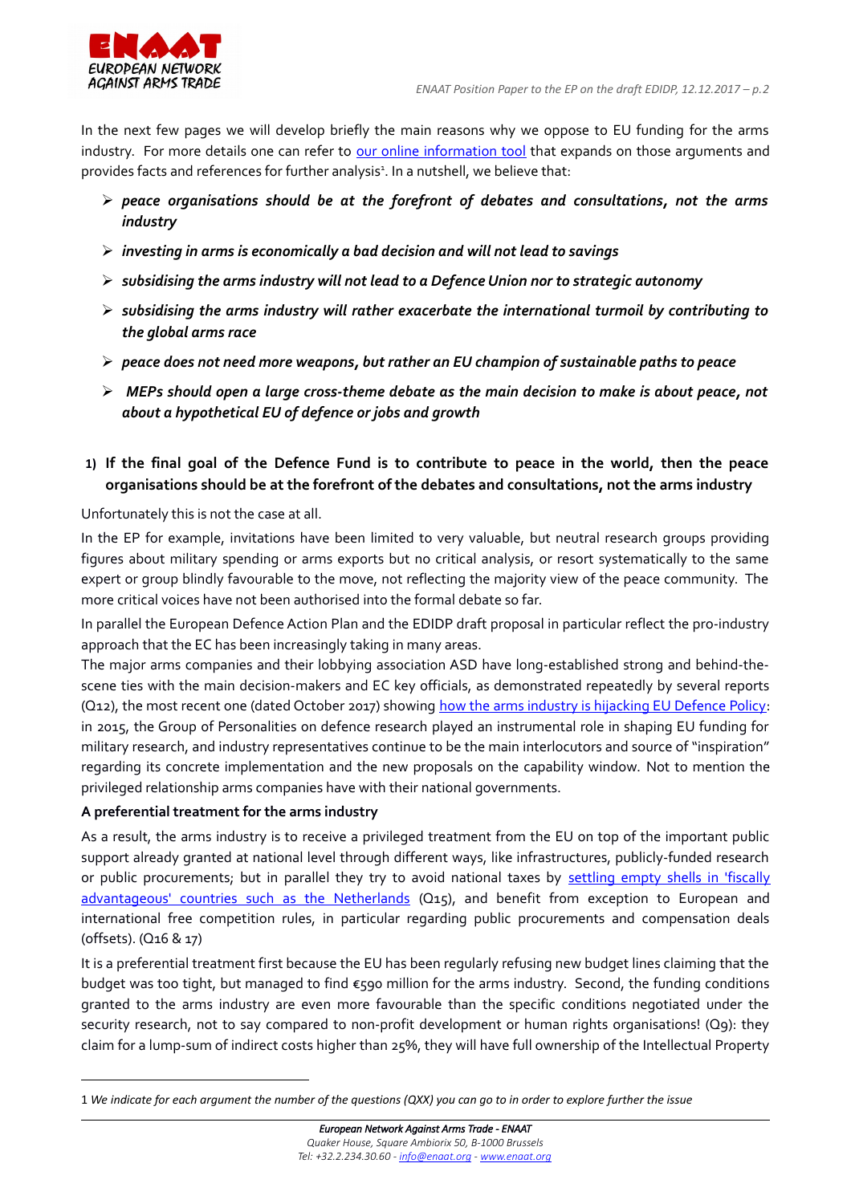In the next few pages we will develop briefly the main reasons why we oppose to EU funding for the arms industry. For more details one can refer to our online information tool that expands on those arguments and provides facts and references for further analysis[1]. In a nutshell, we believe that:

- ***peace organisations should be at the forefront of debates and consultations, not the arms industry***
- ***investing in arms is economically a bad decision and will not lead to savings***
- ***subsidising the arms industry will not lead to a Defence Union nor to strategic autonomy***
- ***subsidising the arms industry will rather exacerbate the international turmoil by contributing to the global arms race***
- ***peace does not need more weapons, but rather an EU champion of sustainable paths to peace***
- ***MEPs should open a large cross-theme debate as the main decision to make is about peace, not about a hypothetical EU of defence or jobs and growth***

## 1) If the final goal of the Defence Fund is to contribute to peace in the world, then the peace organisations should be at the forefront of the debates and consultations, not the arms industry

Unfortunately this is not the case at all.

In the EP for example, invitations have been limited to very valuable, but neutral research groups providing figures about military spending or arms exports but no critical analysis, or resort systematically to the same expert or group blindly favourable to the move, not reflecting the majority view of the peace community. The more critical voices have not been authorised into the formal debate so far.

In parallel the European Defence Action Plan and the EDIDP draft proposal in particular reflect the pro-industry approach that the EC has been increasingly taking in many areas.

The major arms companies and their lobbying association ASD have long-established strong and behind-the-scene ties with the main decision-makers and EC key officials, as demonstrated repeatedly by several reports (Q12), the most recent one (dated October 2017) showing how the arms industry is hijacking EU Defence Policy: in 2015, the Group of Personalities on defence research played an instrumental role in shaping EU funding for military research, and industry representatives continue to be the main interlocutors and source of "inspiration" regarding its concrete implementation and the new proposals on the capability window. Not to mention the privileged relationship arms companies have with their national governments.

### A preferential treatment for the arms industry

As a result, the arms industry is to receive a privileged treatment from the EU on top of the important public support already granted at national level through different ways, like infrastructures, publicly-funded research or public procurements; but in parallel they try to avoid national taxes by settling empty shells in 'fiscally advantageous' countries such as the Netherlands (Q15), and benefit from exception to European and international free competition rules, in particular regarding public procurements and compensation deals (offsets). (Q16 & 17)

It is a preferential treatment first because the EU has been regularly refusing new budget lines claiming that the budget was too tight, but managed to find €590 million for the arms industry. Second, the funding conditions granted to the arms industry are even more favourable than the specific conditions negotiated under the security research, not to say compared to non-profit development or human rights organisations! (Q9): they claim for a lump-sum of indirect costs higher than 25%, they will have full ownership of the Intellectual Property

---

[1] *We indicate for each argument the number of the questions (QXX) you can go to in order to explore further the issue*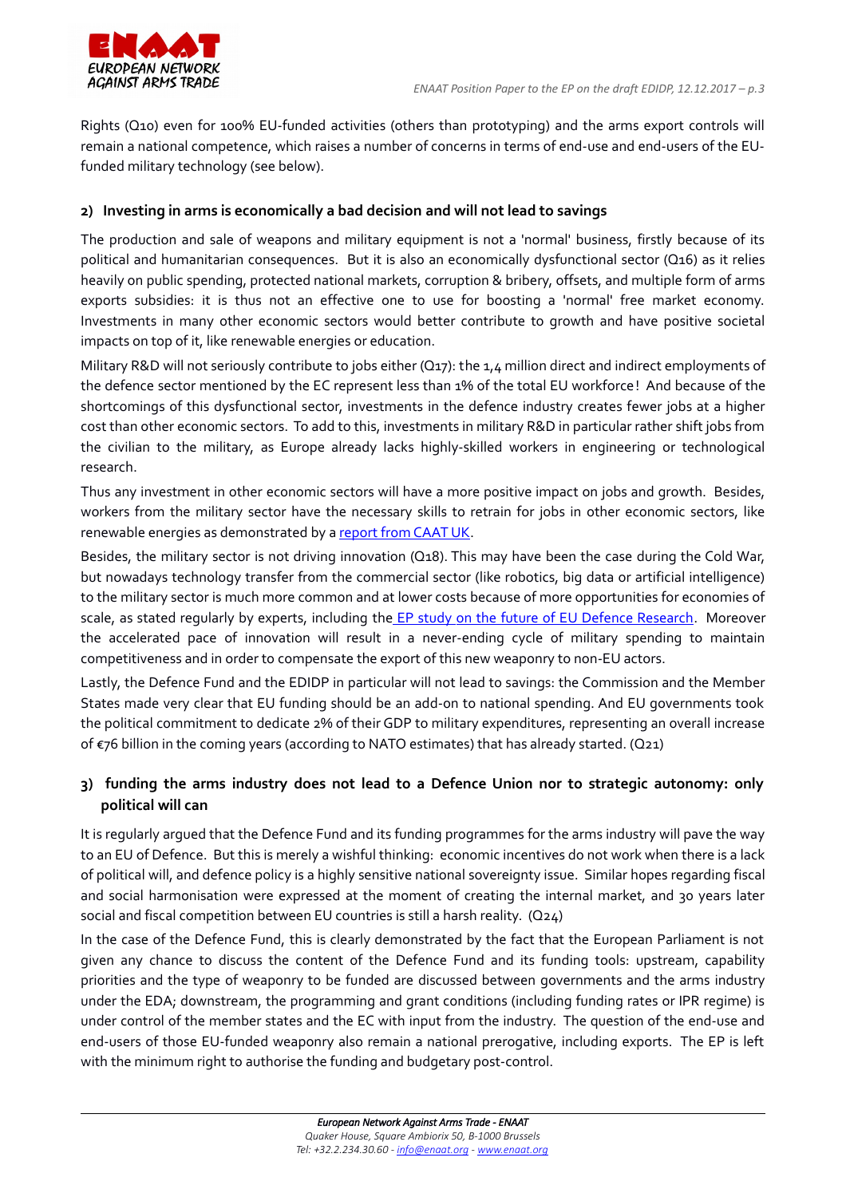Rights (Q10) even for 100% EU-funded activities (others than prototyping) and the arms export controls will remain a national competence, which raises a number of concerns in terms of end-use and end-users of the EU-funded military technology (see below).

### 2) Investing in arms is economically a bad decision and will not lead to savings

The production and sale of weapons and military equipment is not a 'normal' business, firstly because of its political and humanitarian consequences. But it is also an economically dysfunctional sector (Q16) as it relies heavily on public spending, protected national markets, corruption & bribery, offsets, and multiple form of arms exports subsidies: it is thus not an effective one to use for boosting a 'normal' free market economy. Investments in many other economic sectors would better contribute to growth and have positive societal impacts on top of it, like renewable energies or education.

Military R&D will not seriously contribute to jobs either (Q17): the 1,4 million direct and indirect employments of the defence sector mentioned by the EC represent less than 1% of the total EU workforce! And because of the shortcomings of this dysfunctional sector, investments in the defence industry creates fewer jobs at a higher cost than other economic sectors. To add to this, investments in military R&D in particular rather shift jobs from the civilian to the military, as Europe already lacks highly-skilled workers in engineering or technological research.

Thus any investment in other economic sectors will have a more positive impact on jobs and growth. Besides, workers from the military sector have the necessary skills to retrain for jobs in other economic sectors, like renewable energies as demonstrated by a report from CAAT UK.

Besides, the military sector is not driving innovation (Q18). This may have been the case during the Cold War, but nowadays technology transfer from the commercial sector (like robotics, big data or artificial intelligence) to the military sector is much more common and at lower costs because of more opportunities for economies of scale, as stated regularly by experts, including the EP study on the future of EU Defence Research. Moreover the accelerated pace of innovation will result in a never-ending cycle of military spending to maintain competitiveness and in order to compensate the export of this new weaponry to non-EU actors.

Lastly, the Defence Fund and the EDIDP in particular will not lead to savings: the Commission and the Member States made very clear that EU funding should be an add-on to national spending. And EU governments took the political commitment to dedicate 2% of their GDP to military expenditures, representing an overall increase of €76 billion in the coming years (according to NATO estimates) that has already started. (Q21)

### 3) funding the arms industry does not lead to a Defence Union nor to strategic autonomy: only political will can

It is regularly argued that the Defence Fund and its funding programmes for the arms industry will pave the way to an EU of Defence. But this is merely a wishful thinking: economic incentives do not work when there is a lack of political will, and defence policy is a highly sensitive national sovereignty issue. Similar hopes regarding fiscal and social harmonisation were expressed at the moment of creating the internal market, and 30 years later social and fiscal competition between EU countries is still a harsh reality. (Q24)

In the case of the Defence Fund, this is clearly demonstrated by the fact that the European Parliament is not given any chance to discuss the content of the Defence Fund and its funding tools: upstream, capability priorities and the type of weaponry to be funded are discussed between governments and the arms industry under the EDA; downstream, the programming and grant conditions (including funding rates or IPR regime) is under control of the member states and the EC with input from the industry. The question of the end-use and end-users of those EU-funded weaponry also remain a national prerogative, including exports. The EP is left with the minimum right to authorise the funding and budgetary post-control.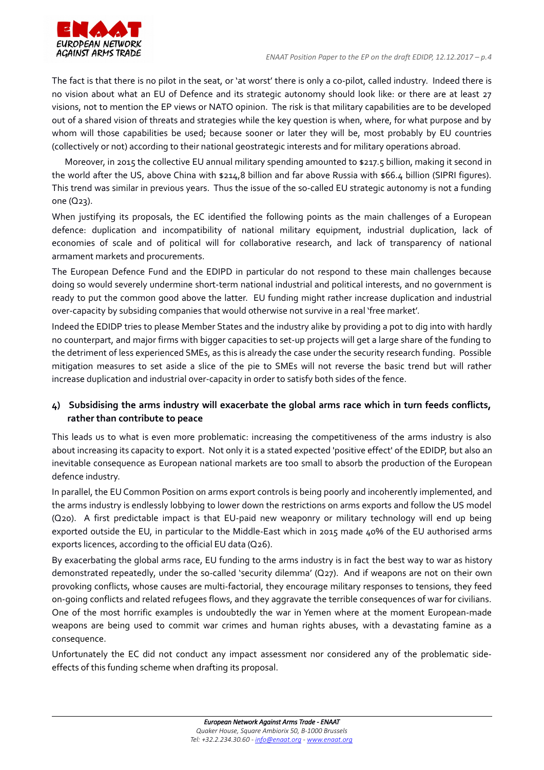The fact is that there is no pilot in the seat, or 'at worst' there is only a co-pilot, called industry. Indeed there is no vision about what an EU of Defence and its strategic autonomy should look like: or there are at least 27 visions, not to mention the EP views or NATO opinion. The risk is that military capabilities are to be developed out of a shared vision of threats and strategies while the key question is when, where, for what purpose and by whom will those capabilities be used; because sooner or later they will be, most probably by EU countries (collectively or not) according to their national geostrategic interests and for military operations abroad.

Moreover, in 2015 the collective EU annual military spending amounted to $217.5 billion, making it second in the world after the US, above China with $214,8 billion and far above Russia with $66.4 billion (SIPRI figures). This trend was similar in previous years. Thus the issue of the so-called EU strategic autonomy is not a funding one (Q23).

When justifying its proposals, the EC identified the following points as the main challenges of a European defence: duplication and incompatibility of national military equipment, industrial duplication, lack of economies of scale and of political will for collaborative research, and lack of transparency of national armament markets and procurements.

The European Defence Fund and the EDIPD in particular do not respond to these main challenges because doing so would severely undermine short-term national industrial and political interests, and no government is ready to put the common good above the latter. EU funding might rather increase duplication and industrial over-capacity by subsiding companies that would otherwise not survive in a real 'free market'.

Indeed the EDIDP tries to please Member States and the industry alike by providing a pot to dig into with hardly no counterpart, and major firms with bigger capacities to set-up projects will get a large share of the funding to the detriment of less experienced SMEs, as this is already the case under the security research funding. Possible mitigation measures to set aside a slice of the pie to SMEs will not reverse the basic trend but will rather increase duplication and industrial over-capacity in order to satisfy both sides of the fence.

## 4) Subsidising the arms industry will exacerbate the global arms race which in turn feeds conflicts, rather than contribute to peace

This leads us to what is even more problematic: increasing the competitiveness of the arms industry is also about increasing its capacity to export. Not only it is a stated expected 'positive effect' of the EDIDP, but also an inevitable consequence as European national markets are too small to absorb the production of the European defence industry.

In parallel, the EU Common Position on arms export controls is being poorly and incoherently implemented, and the arms industry is endlessly lobbying to lower down the restrictions on arms exports and follow the US model (Q20). A first predictable impact is that EU-paid new weaponry or military technology will end up being exported outside the EU, in particular to the Middle-East which in 2015 made 40% of the EU authorised arms exports licences, according to the official EU data (Q26).

By exacerbating the global arms race, EU funding to the arms industry is in fact the best way to war as history demonstrated repeatedly, under the so-called 'security dilemma' (Q27). And if weapons are not on their own provoking conflicts, whose causes are multi-factorial, they encourage military responses to tensions, they feed on-going conflicts and related refugees flows, and they aggravate the terrible consequences of war for civilians. One of the most horrific examples is undoubtedly the war in Yemen where at the moment European-made weapons are being used to commit war crimes and human rights abuses, with a devastating famine as a consequence.

Unfortunately the EC did not conduct any impact assessment nor considered any of the problematic side-effects of this funding scheme when drafting its proposal.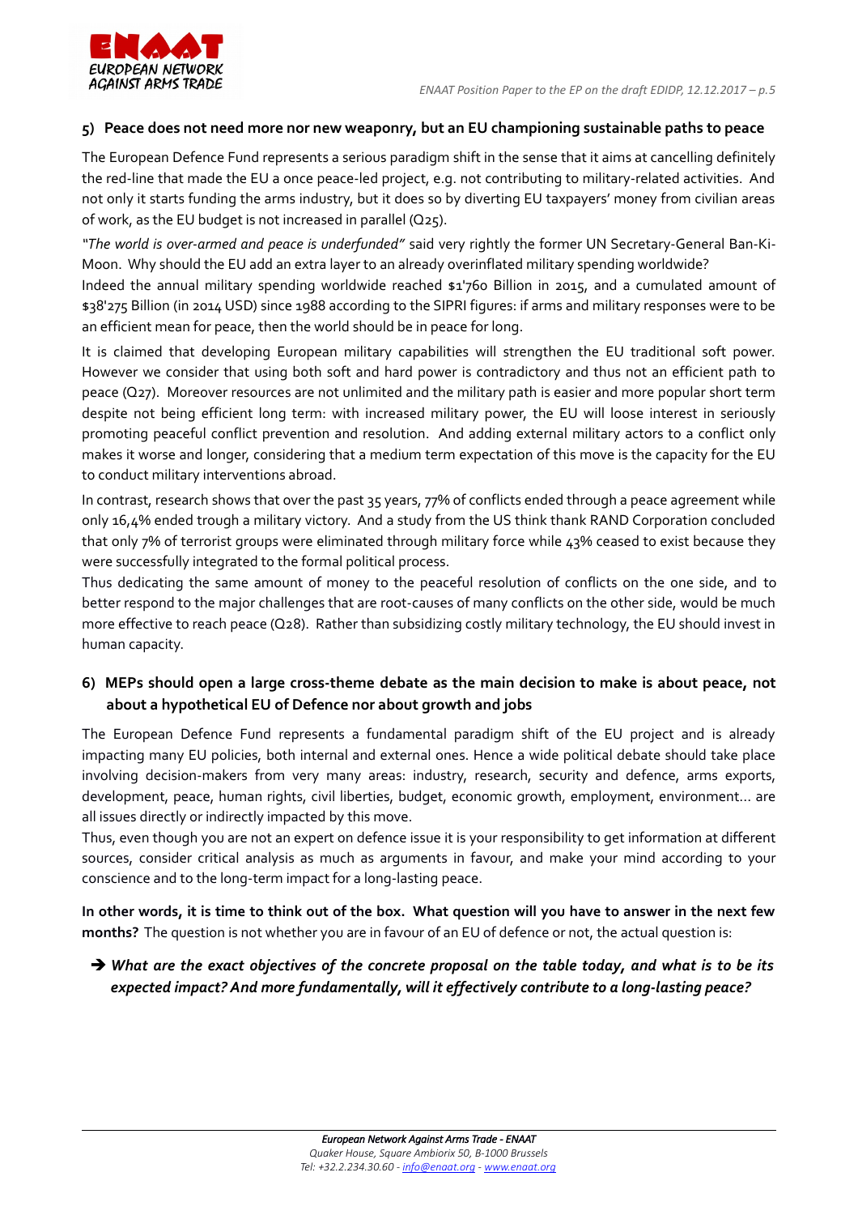## 5) Peace does not need more nor new weaponry, but an EU championing sustainable paths to peace

The European Defence Fund represents a serious paradigm shift in the sense that it aims at cancelling definitely the red-line that made the EU a once peace-led project, e.g. not contributing to military-related activities. And not only it starts funding the arms industry, but it does so by diverting EU taxpayers' money from civilian areas of work, as the EU budget is not increased in parallel (Q25).

*"The world is over-armed and peace is underfunded"* said very rightly the former UN Secretary-General Ban-Ki-Moon. Why should the EU add an extra layer to an already overinflated military spending worldwide?
Indeed the annual military spending worldwide reached $1'760 Billion in 2015, and a cumulated amount of $38'275 Billion (in 2014 USD) since 1988 according to the SIPRI figures: if arms and military responses were to be an efficient mean for peace, then the world should be in peace for long.

It is claimed that developing European military capabilities will strengthen the EU traditional soft power. However we consider that using both soft and hard power is contradictory and thus not an efficient path to peace (Q27). Moreover resources are not unlimited and the military path is easier and more popular short term despite not being efficient long term: with increased military power, the EU will loose interest in seriously promoting peaceful conflict prevention and resolution. And adding external military actors to a conflict only makes it worse and longer, considering that a medium term expectation of this move is the capacity for the EU to conduct military interventions abroad.

In contrast, research shows that over the past 35 years, 77% of conflicts ended through a peace agreement while only 16,4% ended trough a military victory. And a study from the US think thank RAND Corporation concluded that only 7% of terrorist groups were eliminated through military force while 43% ceased to exist because they were successfully integrated to the formal political process.
Thus dedicating the same amount of money to the peaceful resolution of conflicts on the one side, and to better respond to the major challenges that are root-causes of many conflicts on the other side, would be much more effective to reach peace (Q28). Rather than subsidizing costly military technology, the EU should invest in human capacity.

## 6) MEPs should open a large cross-theme debate as the main decision to make is about peace, not about a hypothetical EU of Defence nor about growth and jobs

The European Defence Fund represents a fundamental paradigm shift of the EU project and is already impacting many EU policies, both internal and external ones. Hence a wide political debate should take place involving decision-makers from very many areas: industry, research, security and defence, arms exports, development, peace, human rights, civil liberties, budget, economic growth, employment, environment… are all issues directly or indirectly impacted by this move.
Thus, even though you are not an expert on defence issue it is your responsibility to get information at different sources, consider critical analysis as much as arguments in favour, and make your mind according to your conscience and to the long-term impact for a long-lasting peace.

**In other words, it is time to think out of the box. What question will you have to answer in the next few months?** The question is not whether you are in favour of an EU of defence or not, the actual question is:

➔ ***What are the exact objectives of the concrete proposal on the table today, and what is to be its expected impact? And more fundamentally, will it effectively contribute to a long-lasting peace?***

*European Network Against Arms Trade - ENAAT*
*Quaker House, Square Ambiorix 50, B-1000 Brussels*
*Tel: +32.2.234.30.60 - info@enaat.org - www.enaat.org*